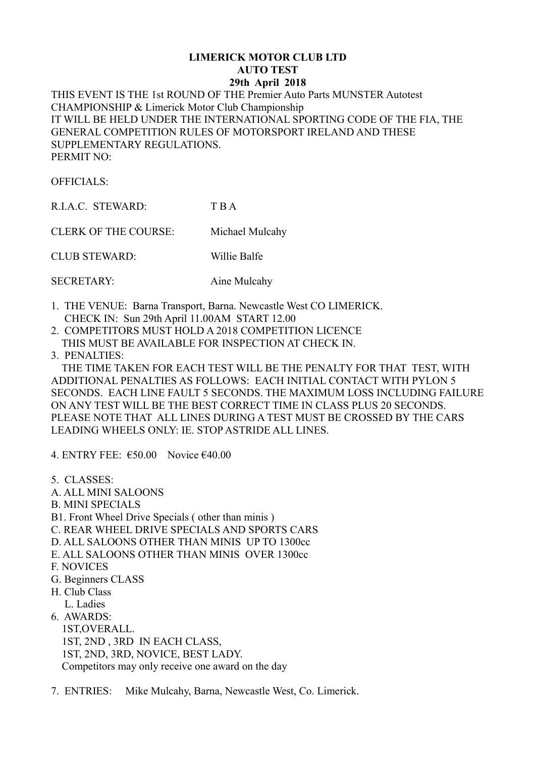# LIMERICK MOTOR CLUB LTD
## AUTO TEST
### 29th April 2018

THIS EVENT IS THE 1st ROUND OF THE Premier Auto Parts MUNSTER Autotest CHAMPIONSHIP & Limerick Motor Club Championship
IT WILL BE HELD UNDER THE INTERNATIONAL SPORTING CODE OF THE FIA, THE GENERAL COMPETITION RULES OF MOTORSPORT IRELAND AND THESE SUPPLEMENTARY REGULATIONS.
PERMIT NO:

OFFICIALS:

| | |
|---|---|
| R.I.A.C. STEWARD: | T B A |
| CLERK OF THE COURSE: | Michael Mulcahy |
| CLUB STEWARD: | Willie Balfe |
| SECRETARY: | Aine Mulcahy |

1. THE VENUE: Barna Transport, Barna. Newcastle West CO LIMERICK.
   CHECK IN: Sun 29th April 11.00AM START 12.00
2. COMPETITORS MUST HOLD A 2018 COMPETITION LICENCE
   THIS MUST BE AVAILABLE FOR INSPECTION AT CHECK IN.
3. PENALTIES:
   THE TIME TAKEN FOR EACH TEST WILL BE THE PENALTY FOR THAT TEST, WITH ADDITIONAL PENALTIES AS FOLLOWS: EACH INITIAL CONTACT WITH PYLON 5 SECONDS. EACH LINE FAULT 5 SECONDS. THE MAXIMUM LOSS INCLUDING FAILURE ON ANY TEST WILL BE THE BEST CORRECT TIME IN CLASS PLUS 20 SECONDS. PLEASE NOTE THAT ALL LINES DURING A TEST MUST BE CROSSED BY THE CARS LEADING WHEELS ONLY: IE. STOP ASTRIDE ALL LINES.

4. ENTRY FEE: €50.00 Novice €40.00

5. CLASSES:

A. ALL MINI SALOONS
B. MINI SPECIALS
B1. Front Wheel Drive Specials ( other than minis )
C. REAR WHEEL DRIVE SPECIALS AND SPORTS CARS
D. ALL SALOONS OTHER THAN MINIS UP TO 1300cc
E. ALL SALOONS OTHER THAN MINIS OVER 1300cc
F. NOVICES
G. Beginners CLASS
H. Club Class
L. Ladies

6. AWARDS:
   1ST,OVERALL.
   1ST, 2ND , 3RD IN EACH CLASS,
   1ST, 2ND, 3RD, NOVICE, BEST LADY.
   Competitors may only receive one award on the day

7. ENTRIES: Mike Mulcahy, Barna, Newcastle West, Co. Limerick.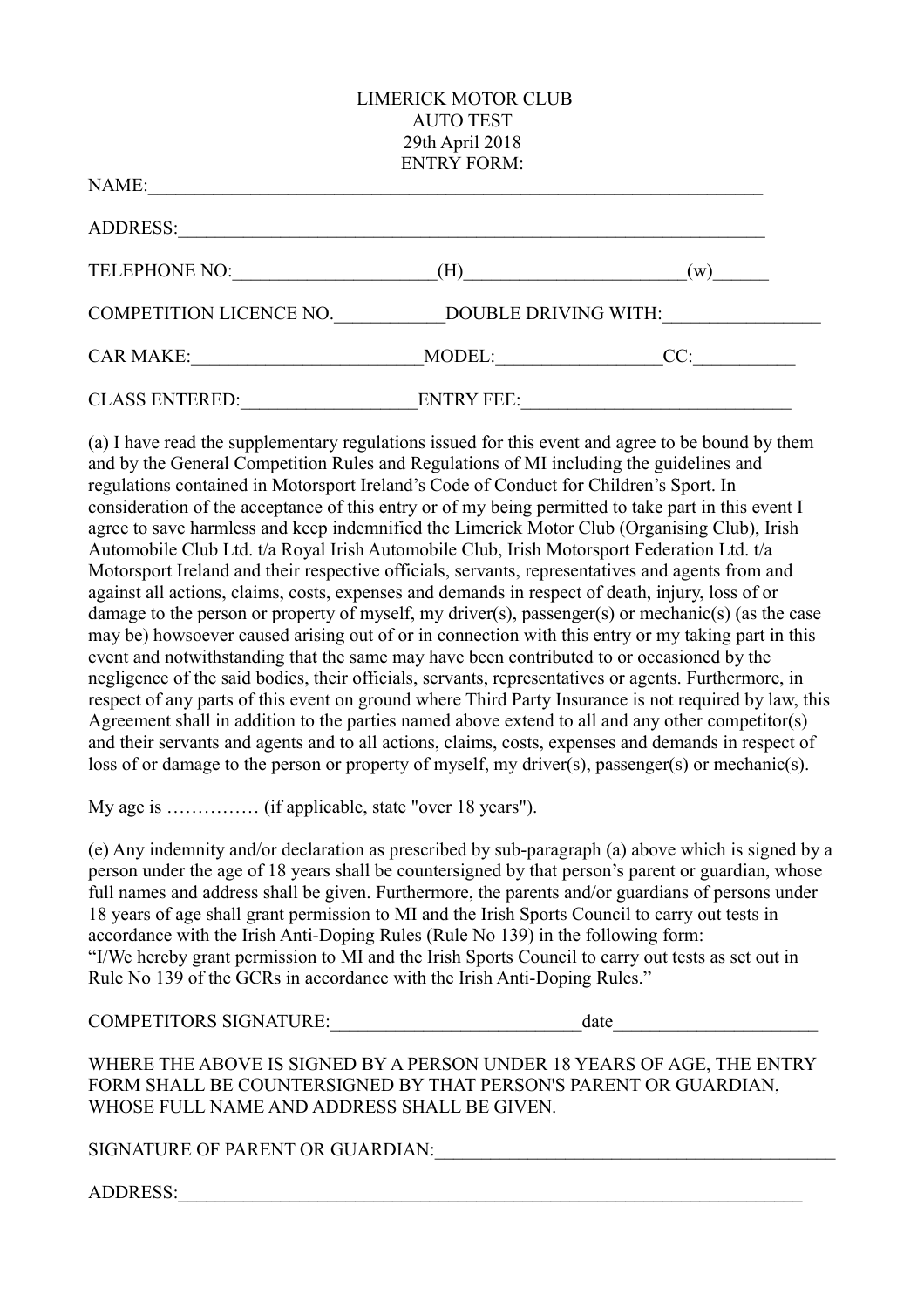LIMERICK MOTOR CLUB
AUTO TEST
29th April 2018
ENTRY FORM:

NAME:_______________________________________________________________

ADDRESS:_____________________________________________________________

TELEPHONE NO:_____________________(H)_______________________(w)______

COMPETITION LICENCE NO.___________DOUBLE DRIVING WITH:________________

CAR MAKE:________________________MODEL:_________________CC:__________

CLASS ENTERED:__________________ENTRY FEE:____________________________

(a) I have read the supplementary regulations issued for this event and agree to be bound by them and by the General Competition Rules and Regulations of MI including the guidelines and regulations contained in Motorsport Ireland's Code of Conduct for Children's Sport. In consideration of the acceptance of this entry or of my being permitted to take part in this event I agree to save harmless and keep indemnified the Limerick Motor Club (Organising Club), Irish Automobile Club Ltd. t/a Royal Irish Automobile Club, Irish Motorsport Federation Ltd. t/a Motorsport Ireland and their respective officials, servants, representatives and agents from and against all actions, claims, costs, expenses and demands in respect of death, injury, loss of or damage to the person or property of myself, my driver(s), passenger(s) or mechanic(s) (as the case may be) howsoever caused arising out of or in connection with this entry or my taking part in this event and notwithstanding that the same may have been contributed to or occasioned by the negligence of the said bodies, their officials, servants, representatives or agents. Furthermore, in respect of any parts of this event on ground where Third Party Insurance is not required by law, this Agreement shall in addition to the parties named above extend to all and any other competitor(s) and their servants and agents and to all actions, claims, costs, expenses and demands in respect of loss of or damage to the person or property of myself, my driver(s), passenger(s) or mechanic(s).

My age is …………… (if applicable, state "over 18 years").

(e) Any indemnity and/or declaration as prescribed by sub-paragraph (a) above which is signed by a person under the age of 18 years shall be countersigned by that person's parent or guardian, whose full names and address shall be given. Furthermore, the parents and/or guardians of persons under 18 years of age shall grant permission to MI and the Irish Sports Council to carry out tests in accordance with the Irish Anti-Doping Rules (Rule No 139) in the following form:
"I/We hereby grant permission to MI and the Irish Sports Council to carry out tests as set out in Rule No 139 of the GCRs in accordance with the Irish Anti-Doping Rules."

COMPETITORS SIGNATURE:__________________________date_____________________

WHERE THE ABOVE IS SIGNED BY A PERSON UNDER 18 YEARS OF AGE, THE ENTRY FORM SHALL BE COUNTERSIGNED BY THAT PERSON'S PARENT OR GUARDIAN, WHOSE FULL NAME AND ADDRESS SHALL BE GIVEN.

SIGNATURE OF PARENT OR GUARDIAN:___________________________________________

ADDRESS:_________________________________________________________________